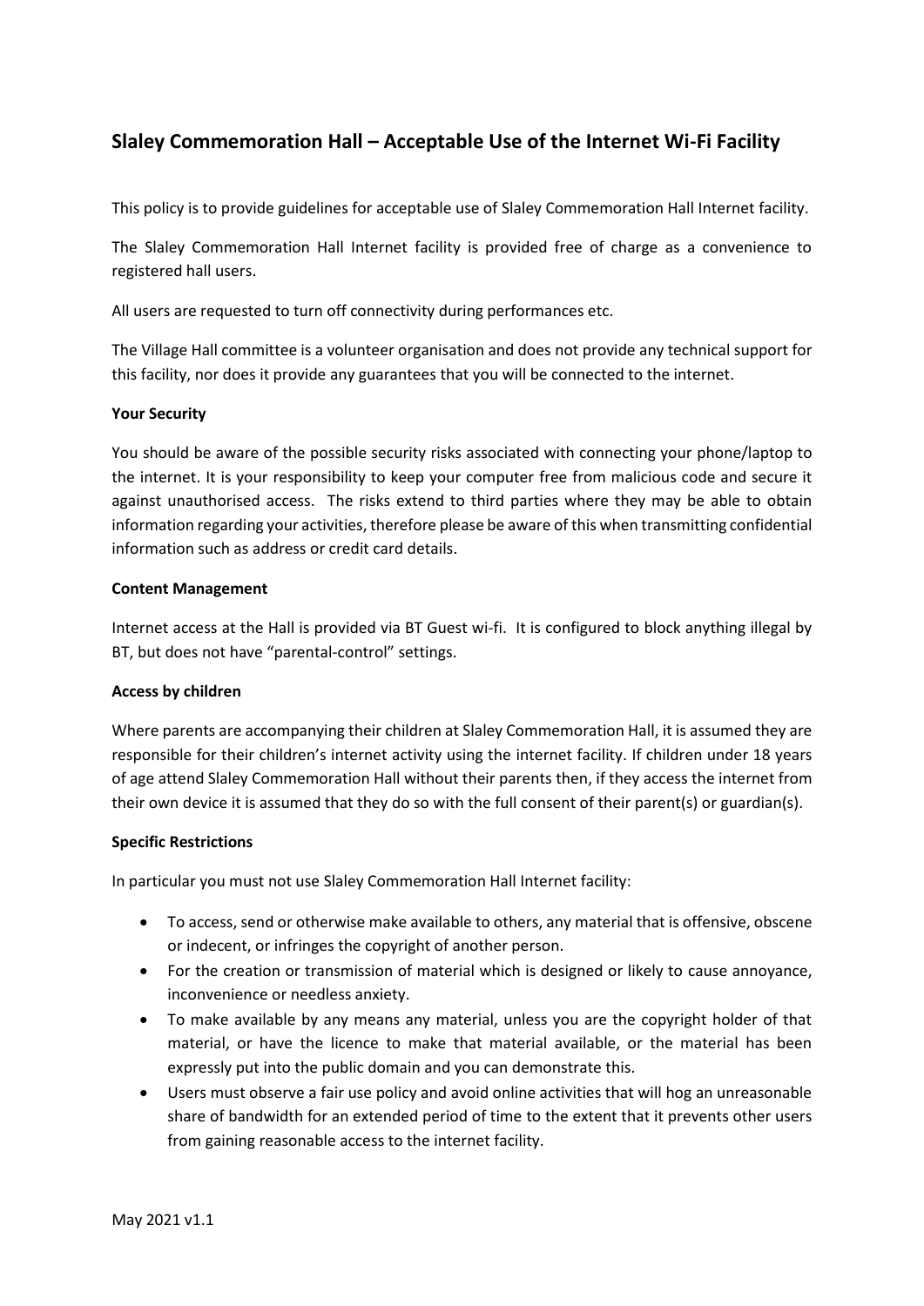## Slaley Commemoration Hall – Acceptable Use of the Internet Wi-Fi Facility

This policy is to provide guidelines for acceptable use of Slaley Commemoration Hall Internet facility.

The Slaley Commemoration Hall Internet facility is provided free of charge as a convenience to registered hall users.

All users are requested to turn off connectivity during performances etc.

The Village Hall committee is a volunteer organisation and does not provide any technical support for this facility, nor does it provide any guarantees that you will be connected to the internet.

**Your Security**

You should be aware of the possible security risks associated with connecting your phone/laptop to the internet. It is your responsibility to keep your computer free from malicious code and secure it against unauthorised access. The risks extend to third parties where they may be able to obtain information regarding your activities, therefore please be aware of this when transmitting confidential information such as address or credit card details.

**Content Management**

Internet access at the Hall is provided via BT Guest wi-fi. It is configured to block anything illegal by BT, but does not have "parental-control" settings.

**Access by children**

Where parents are accompanying their children at Slaley Commemoration Hall, it is assumed they are responsible for their children's internet activity using the internet facility. If children under 18 years of age attend Slaley Commemoration Hall without their parents then, if they access the internet from their own device it is assumed that they do so with the full consent of their parent(s) or guardian(s).

**Specific Restrictions**

In particular you must not use Slaley Commemoration Hall Internet facility:

- To access, send or otherwise make available to others, any material that is offensive, obscene or indecent, or infringes the copyright of another person.
- For the creation or transmission of material which is designed or likely to cause annoyance, inconvenience or needless anxiety.
- To make available by any means any material, unless you are the copyright holder of that material, or have the licence to make that material available, or the material has been expressly put into the public domain and you can demonstrate this.
- Users must observe a fair use policy and avoid online activities that will hog an unreasonable share of bandwidth for an extended period of time to the extent that it prevents other users from gaining reasonable access to the internet facility.

May 2021 v1.1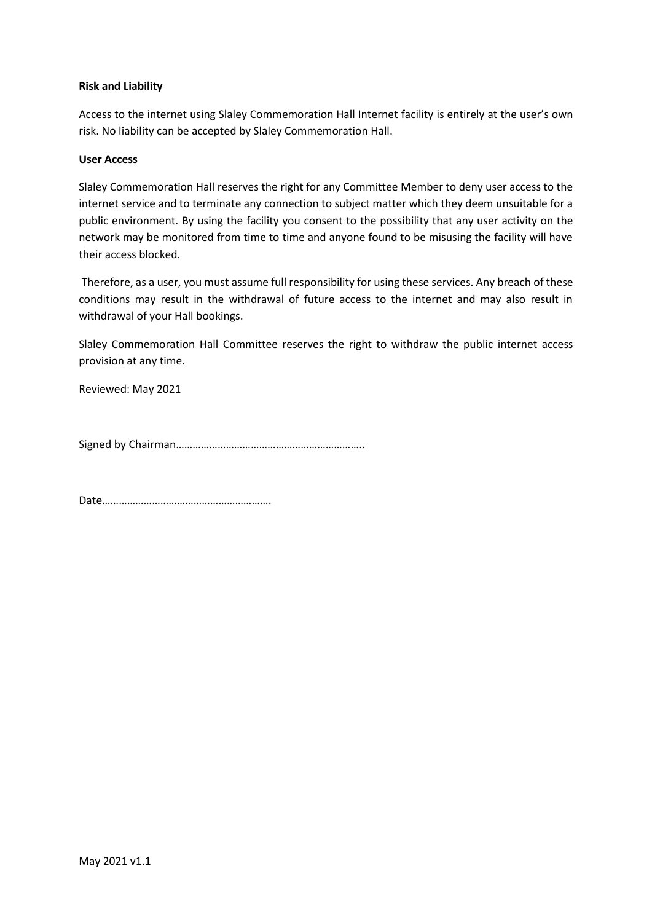**Risk and Liability**

Access to the internet using Slaley Commemoration Hall Internet facility is entirely at the user's own risk. No liability can be accepted by Slaley Commemoration Hall.

**User Access**

Slaley Commemoration Hall reserves the right for any Committee Member to deny user access to the internet service and to terminate any connection to subject matter which they deem unsuitable for a public environment. By using the facility you consent to the possibility that any user activity on the network may be monitored from time to time and anyone found to be misusing the facility will have their access blocked.

Therefore, as a user, you must assume full responsibility for using these services. Any breach of these conditions may result in the withdrawal of future access to the internet and may also result in withdrawal of your Hall bookings.

Slaley Commemoration Hall Committee reserves the right to withdraw the public internet access provision at any time.

Reviewed: May 2021

Signed by Chairman…………………………………………………………..

Date…………………………………………………….

May 2021 v1.1